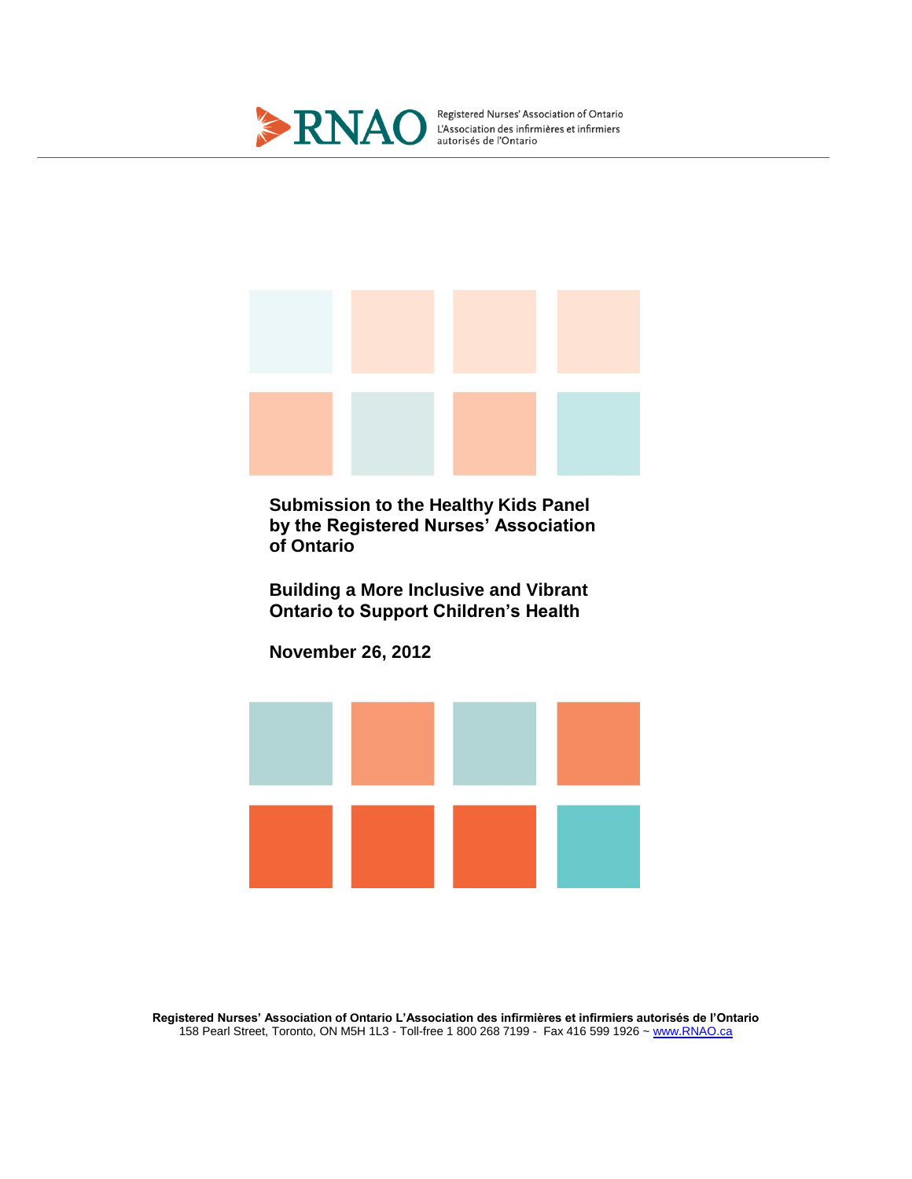RNAO Registered Nurses' Association of Ontario L'Association des infirmières et infirmiers autorisés de l'Ontario

# Submission to the Healthy Kids Panel by the Registered Nurses' Association of Ontario

## Building a More Inclusive and Vibrant Ontario to Support Children's Health

**November 26, 2012**

**Registered Nurses' Association of Ontario L'Association des infirmières et infirmiers autorisés de l'Ontario**
158 Pearl Street, Toronto, ON M5H 1L3 - Toll-free 1 800 268 7199 - Fax 416 599 1926 ~ www.RNAO.ca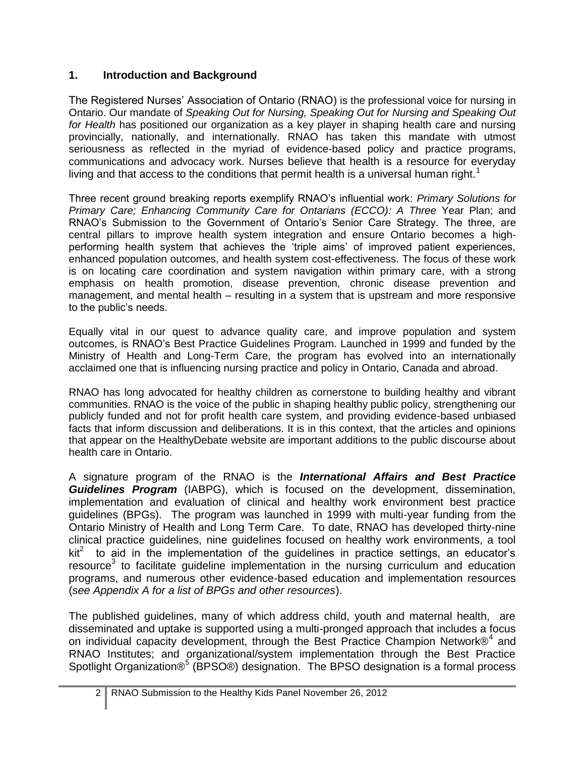## 1. Introduction and Background

The Registered Nurses' Association of Ontario (RNAO) is the professional voice for nursing in Ontario. Our mandate of *Speaking Out for Nursing, Speaking Out for Nursing and Speaking Out for Health* has positioned our organization as a key player in shaping health care and nursing provincially, nationally, and internationally. RNAO has taken this mandate with utmost seriousness as reflected in the myriad of evidence-based policy and practice programs, communications and advocacy work. Nurses believe that health is a resource for everyday living and that access to the conditions that permit health is a universal human right.[1]

Three recent ground breaking reports exemplify RNAO's influential work: *Primary Solutions for Primary Care; Enhancing Community Care for Ontarians (ECCO): A Three* Year Plan; and RNAO's Submission to the Government of Ontario's Senior Care Strategy. The three, are central pillars to improve health system integration and ensure Ontario becomes a high-performing health system that achieves the 'triple aims' of improved patient experiences, enhanced population outcomes, and health system cost-effectiveness. The focus of these work is on locating care coordination and system navigation within primary care, with a strong emphasis on health promotion, disease prevention, chronic disease prevention and management, and mental health – resulting in a system that is upstream and more responsive to the public's needs.

Equally vital in our quest to advance quality care, and improve population and system outcomes, is RNAO's Best Practice Guidelines Program. Launched in 1999 and funded by the Ministry of Health and Long-Term Care, the program has evolved into an internationally acclaimed one that is influencing nursing practice and policy in Ontario, Canada and abroad.

RNAO has long advocated for healthy children as cornerstone to building healthy and vibrant communities. RNAO is the voice of the public in shaping healthy public policy, strengthening our publicly funded and not for profit health care system, and providing evidence-based unbiased facts that inform discussion and deliberations. It is in this context, that the articles and opinions that appear on the HealthyDebate website are important additions to the public discourse about health care in Ontario.

A signature program of the RNAO is the ***International Affairs and Best Practice Guidelines Program*** (IABPG), which is focused on the development, dissemination, implementation and evaluation of clinical and healthy work environment best practice guidelines (BPGs). The program was launched in 1999 with multi-year funding from the Ontario Ministry of Health and Long Term Care. To date, RNAO has developed thirty-nine clinical practice guidelines, nine guidelines focused on healthy work environments, a tool kit[2] to aid in the implementation of the guidelines in practice settings, an educator's resource[3] to facilitate guideline implementation in the nursing curriculum and education programs, and numerous other evidence-based education and implementation resources (*see Appendix A for a list of BPGs and other resources*).

The published guidelines, many of which address child, youth and maternal health, are disseminated and uptake is supported using a multi-pronged approach that includes a focus on individual capacity development, through the Best Practice Champion Network®[4] and RNAO Institutes; and organizational/system implementation through the Best Practice Spotlight Organization®[5] (BPSO®) designation. The BPSO designation is a formal process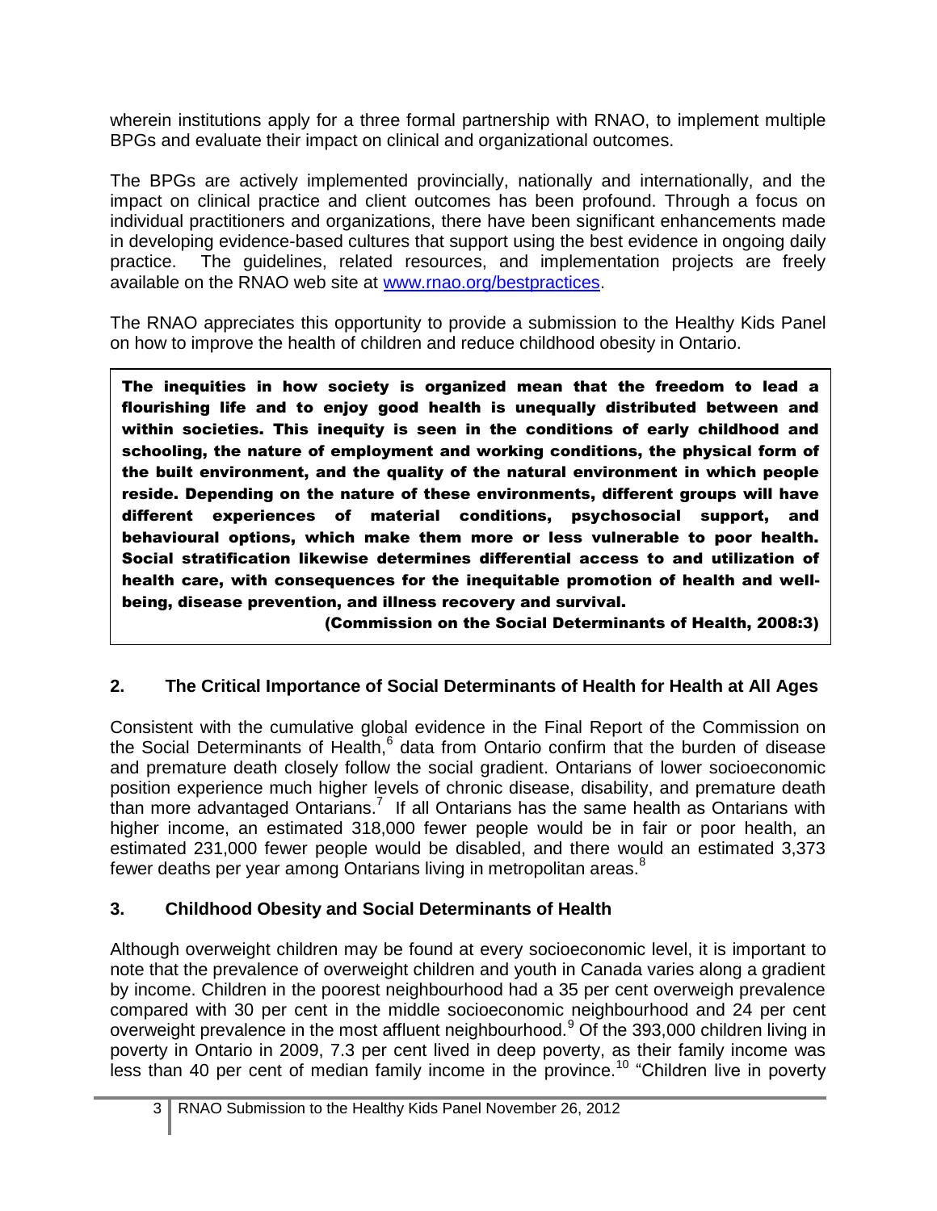wherein institutions apply for a three formal partnership with RNAO, to implement multiple BPGs and evaluate their impact on clinical and organizational outcomes.

The BPGs are actively implemented provincially, nationally and internationally, and the impact on clinical practice and client outcomes has been profound. Through a focus on individual practitioners and organizations, there have been significant enhancements made in developing evidence-based cultures that support using the best evidence in ongoing daily practice. The guidelines, related resources, and implementation projects are freely available on the RNAO web site at www.rnao.org/bestpractices.

The RNAO appreciates this opportunity to provide a submission to the Healthy Kids Panel on how to improve the health of children and reduce childhood obesity in Ontario.

> **The inequities in how society is organized mean that the freedom to lead a flourishing life and to enjoy good health is unequally distributed between and within societies. This inequity is seen in the conditions of early childhood and schooling, the nature of employment and working conditions, the physical form of the built environment, and the quality of the natural environment in which people reside. Depending on the nature of these environments, different groups will have different experiences of material conditions, psychosocial support, and behavioural options, which make them more or less vulnerable to poor health. Social stratification likewise determines differential access to and utilization of health care, with consequences for the inequitable promotion of health and well-being, disease prevention, and illness recovery and survival.**
>
> **(Commission on the Social Determinants of Health, 2008:3)**

## 2. The Critical Importance of Social Determinants of Health for Health at All Ages

Consistent with the cumulative global evidence in the Final Report of the Commission on the Social Determinants of Health,[6] data from Ontario confirm that the burden of disease and premature death closely follow the social gradient. Ontarians of lower socioeconomic position experience much higher levels of chronic disease, disability, and premature death than more advantaged Ontarians.[7] If all Ontarians has the same health as Ontarians with higher income, an estimated 318,000 fewer people would be in fair or poor health, an estimated 231,000 fewer people would be disabled, and there would an estimated 3,373 fewer deaths per year among Ontarians living in metropolitan areas.[8]

## 3. Childhood Obesity and Social Determinants of Health

Although overweight children may be found at every socioeconomic level, it is important to note that the prevalence of overweight children and youth in Canada varies along a gradient by income. Children in the poorest neighbourhood had a 35 per cent overweigh prevalence compared with 30 per cent in the middle socioeconomic neighbourhood and 24 per cent overweight prevalence in the most affluent neighbourhood.[9] Of the 393,000 children living in poverty in Ontario in 2009, 7.3 per cent lived in deep poverty, as their family income was less than 40 per cent of median family income in the province.[10] "Children live in poverty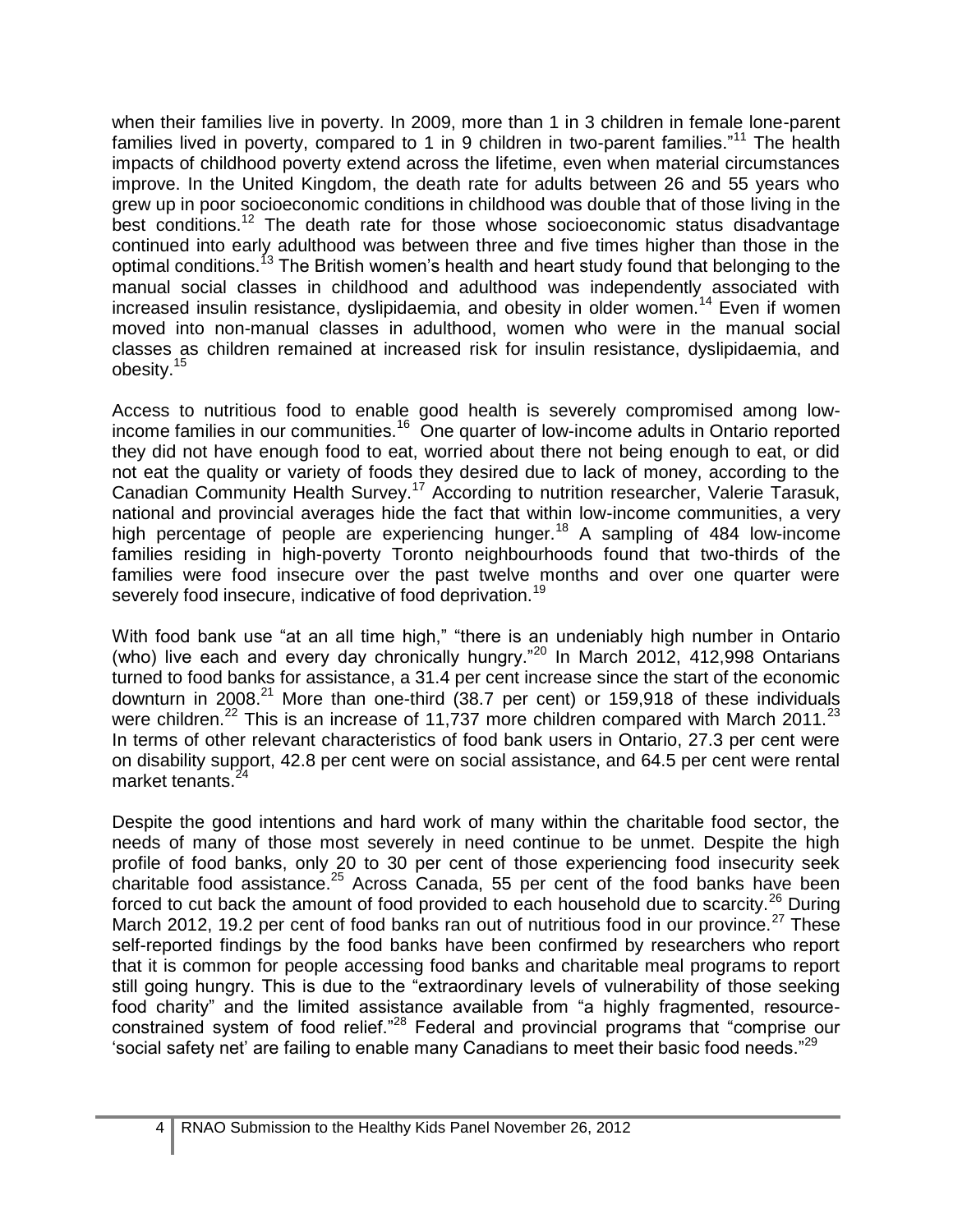when their families live in poverty. In 2009, more than 1 in 3 children in female lone-parent families lived in poverty, compared to 1 in 9 children in two-parent families."[11] The health impacts of childhood poverty extend across the lifetime, even when material circumstances improve. In the United Kingdom, the death rate for adults between 26 and 55 years who grew up in poor socioeconomic conditions in childhood was double that of those living in the best conditions.[12] The death rate for those whose socioeconomic status disadvantage continued into early adulthood was between three and five times higher than those in the optimal conditions.[13] The British women's health and heart study found that belonging to the manual social classes in childhood and adulthood was independently associated with increased insulin resistance, dyslipidaemia, and obesity in older women.[14] Even if women moved into non-manual classes in adulthood, women who were in the manual social classes as children remained at increased risk for insulin resistance, dyslipidaemia, and obesity.[15]

Access to nutritious food to enable good health is severely compromised among low-income families in our communities.[16] One quarter of low-income adults in Ontario reported they did not have enough food to eat, worried about there not being enough to eat, or did not eat the quality or variety of foods they desired due to lack of money, according to the Canadian Community Health Survey.[17] According to nutrition researcher, Valerie Tarasuk, national and provincial averages hide the fact that within low-income communities, a very high percentage of people are experiencing hunger.[18] A sampling of 484 low-income families residing in high-poverty Toronto neighbourhoods found that two-thirds of the families were food insecure over the past twelve months and over one quarter were severely food insecure, indicative of food deprivation.[19]

With food bank use "at an all time high," "there is an undeniably high number in Ontario (who) live each and every day chronically hungry."[20] In March 2012, 412,998 Ontarians turned to food banks for assistance, a 31.4 per cent increase since the start of the economic downturn in 2008.[21] More than one-third (38.7 per cent) or 159,918 of these individuals were children.[22] This is an increase of 11,737 more children compared with March 2011.[23] In terms of other relevant characteristics of food bank users in Ontario, 27.3 per cent were on disability support, 42.8 per cent were on social assistance, and 64.5 per cent were rental market tenants.[24]

Despite the good intentions and hard work of many within the charitable food sector, the needs of many of those most severely in need continue to be unmet. Despite the high profile of food banks, only 20 to 30 per cent of those experiencing food insecurity seek charitable food assistance.[25] Across Canada, 55 per cent of the food banks have been forced to cut back the amount of food provided to each household due to scarcity.[26] During March 2012, 19.2 per cent of food banks ran out of nutritious food in our province.[27] These self-reported findings by the food banks have been confirmed by researchers who report that it is common for people accessing food banks and charitable meal programs to report still going hungry. This is due to the "extraordinary levels of vulnerability of those seeking food charity" and the limited assistance available from "a highly fragmented, resource-constrained system of food relief."[28] Federal and provincial programs that "comprise our 'social safety net' are failing to enable many Canadians to meet their basic food needs."[29]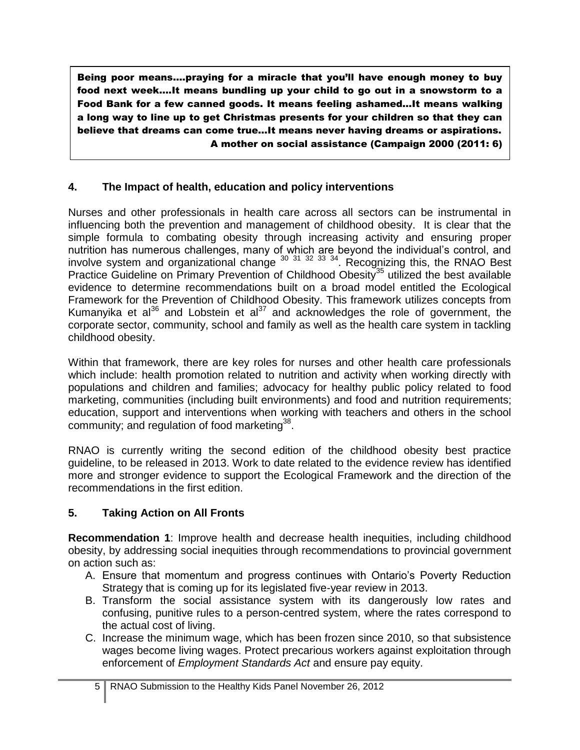**Being poor means….praying for a miracle that you'll have enough money to buy food next week….It means bundling up your child to go out in a snowstorm to a Food Bank for a few canned goods. It means feeling ashamed…It means walking a long way to line up to get Christmas presents for your children so that they can believe that dreams can come true…It means never having dreams or aspirations.**

**A mother on social assistance (Campaign 2000 (2011: 6)**

## 4. The Impact of health, education and policy interventions

Nurses and other professionals in health care across all sectors can be instrumental in influencing both the prevention and management of childhood obesity. It is clear that the simple formula to combating obesity through increasing activity and ensuring proper nutrition has numerous challenges, many of which are beyond the individual's control, and involve system and organizational change [30] [31] [32] [33] [34]. Recognizing this, the RNAO Best Practice Guideline on Primary Prevention of Childhood Obesity[35] utilized the best available evidence to determine recommendations built on a broad model entitled the Ecological Framework for the Prevention of Childhood Obesity. This framework utilizes concepts from Kumanyika et al[36] and Lobstein et al[37] and acknowledges the role of government, the corporate sector, community, school and family as well as the health care system in tackling childhood obesity.

Within that framework, there are key roles for nurses and other health care professionals which include: health promotion related to nutrition and activity when working directly with populations and children and families; advocacy for healthy public policy related to food marketing, communities (including built environments) and food and nutrition requirements; education, support and interventions when working with teachers and others in the school community; and regulation of food marketing[38].

RNAO is currently writing the second edition of the childhood obesity best practice guideline, to be released in 2013. Work to date related to the evidence review has identified more and stronger evidence to support the Ecological Framework and the direction of the recommendations in the first edition.

## 5. Taking Action on All Fronts

**Recommendation 1**: Improve health and decrease health inequities, including childhood obesity, by addressing social inequities through recommendations to provincial government on action such as:

A. Ensure that momentum and progress continues with Ontario's Poverty Reduction Strategy that is coming up for its legislated five-year review in 2013.

B. Transform the social assistance system with its dangerously low rates and confusing, punitive rules to a person-centred system, where the rates correspond to the actual cost of living.

C. Increase the minimum wage, which has been frozen since 2010, so that subsistence wages become living wages. Protect precarious workers against exploitation through enforcement of *Employment Standards Act* and ensure pay equity.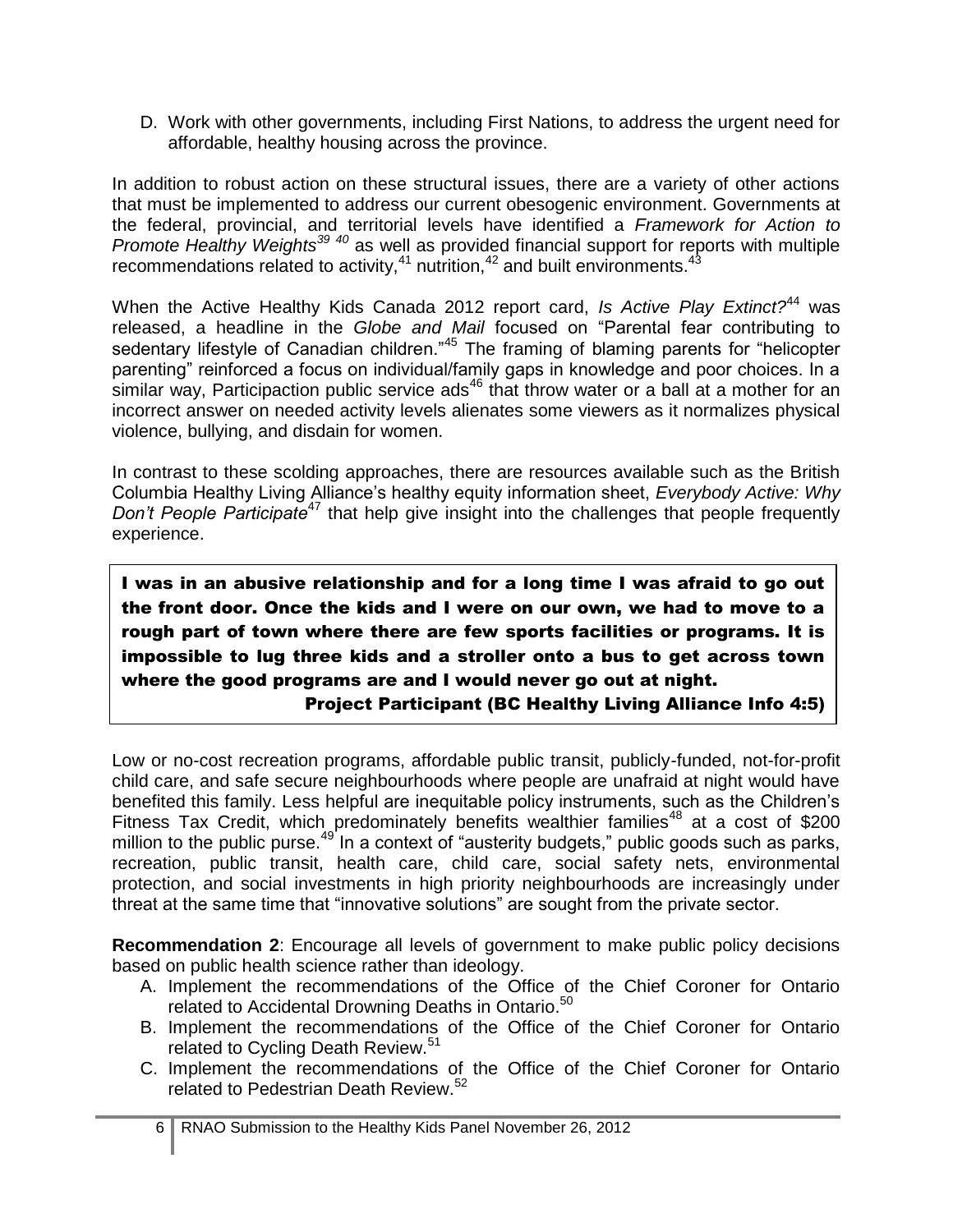D. Work with other governments, including First Nations, to address the urgent need for affordable, healthy housing across the province.

In addition to robust action on these structural issues, there are a variety of other actions that must be implemented to address our current obesogenic environment. Governments at the federal, provincial, and territorial levels have identified a *Framework for Action to Promote Healthy Weights*[39 40] as well as provided financial support for reports with multiple recommendations related to activity,[41] nutrition,[42] and built environments.[43]

When the Active Healthy Kids Canada 2012 report card, *Is Active Play Extinct?*[44] was released, a headline in the *Globe and Mail* focused on "Parental fear contributing to sedentary lifestyle of Canadian children."[45] The framing of blaming parents for "helicopter parenting" reinforced a focus on individual/family gaps in knowledge and poor choices. In a similar way, Participaction public service ads[46] that throw water or a ball at a mother for an incorrect answer on needed activity levels alienates some viewers as it normalizes physical violence, bullying, and disdain for women.

In contrast to these scolding approaches, there are resources available such as the British Columbia Healthy Living Alliance's healthy equity information sheet, *Everybody Active: Why Don't People Participate*[47] that help give insight into the challenges that people frequently experience.

> **I was in an abusive relationship and for a long time I was afraid to go out the front door. Once the kids and I were on our own, we had to move to a rough part of town where there are few sports facilities or programs. It is impossible to lug three kids and a stroller onto a bus to get across town where the good programs are and I would never go out at night.**
>
> **Project Participant (BC Healthy Living Alliance Info 4:5)**

Low or no-cost recreation programs, affordable public transit, publicly-funded, not-for-profit child care, and safe secure neighbourhoods where people are unafraid at night would have benefited this family. Less helpful are inequitable policy instruments, such as the Children's Fitness Tax Credit, which predominately benefits wealthier families[48] at a cost of $200 million to the public purse.[49] In a context of "austerity budgets," public goods such as parks, recreation, public transit, health care, child care, social safety nets, environmental protection, and social investments in high priority neighbourhoods are increasingly under threat at the same time that "innovative solutions" are sought from the private sector.

**Recommendation 2**: Encourage all levels of government to make public policy decisions based on public health science rather than ideology.

A. Implement the recommendations of the Office of the Chief Coroner for Ontario related to Accidental Drowning Deaths in Ontario.[50]
B. Implement the recommendations of the Office of the Chief Coroner for Ontario related to Cycling Death Review.[51]
C. Implement the recommendations of the Office of the Chief Coroner for Ontario related to Pedestrian Death Review.[52]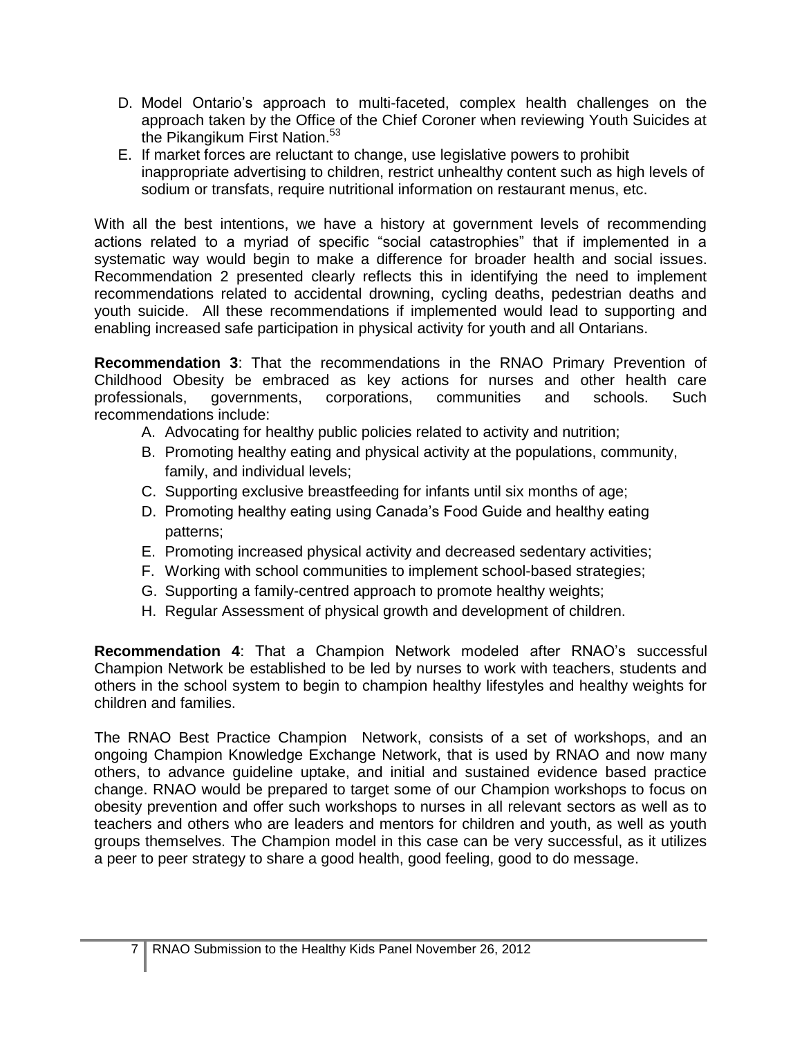D. Model Ontario's approach to multi-faceted, complex health challenges on the approach taken by the Office of the Chief Coroner when reviewing Youth Suicides at the Pikangikum First Nation.[53]

E. If market forces are reluctant to change, use legislative powers to prohibit inappropriate advertising to children, restrict unhealthy content such as high levels of sodium or transfats, require nutritional information on restaurant menus, etc.

With all the best intentions, we have a history at government levels of recommending actions related to a myriad of specific "social catastrophies" that if implemented in a systematic way would begin to make a difference for broader health and social issues. Recommendation 2 presented clearly reflects this in identifying the need to implement recommendations related to accidental drowning, cycling deaths, pedestrian deaths and youth suicide. All these recommendations if implemented would lead to supporting and enabling increased safe participation in physical activity for youth and all Ontarians.

**Recommendation 3**: That the recommendations in the RNAO Primary Prevention of Childhood Obesity be embraced as key actions for nurses and other health care professionals, governments, corporations, communities and schools. Such recommendations include:

A. Advocating for healthy public policies related to activity and nutrition;
B. Promoting healthy eating and physical activity at the populations, community, family, and individual levels;
C. Supporting exclusive breastfeeding for infants until six months of age;
D. Promoting healthy eating using Canada's Food Guide and healthy eating patterns;
E. Promoting increased physical activity and decreased sedentary activities;
F. Working with school communities to implement school-based strategies;
G. Supporting a family-centred approach to promote healthy weights;
H. Regular Assessment of physical growth and development of children.

**Recommendation 4**: That a Champion Network modeled after RNAO's successful Champion Network be established to be led by nurses to work with teachers, students and others in the school system to begin to champion healthy lifestyles and healthy weights for children and families.

The RNAO Best Practice Champion Network, consists of a set of workshops, and an ongoing Champion Knowledge Exchange Network, that is used by RNAO and now many others, to advance guideline uptake, and initial and sustained evidence based practice change. RNAO would be prepared to target some of our Champion workshops to focus on obesity prevention and offer such workshops to nurses in all relevant sectors as well as to teachers and others who are leaders and mentors for children and youth, as well as youth groups themselves. The Champion model in this case can be very successful, as it utilizes a peer to peer strategy to share a good health, good feeling, good to do message.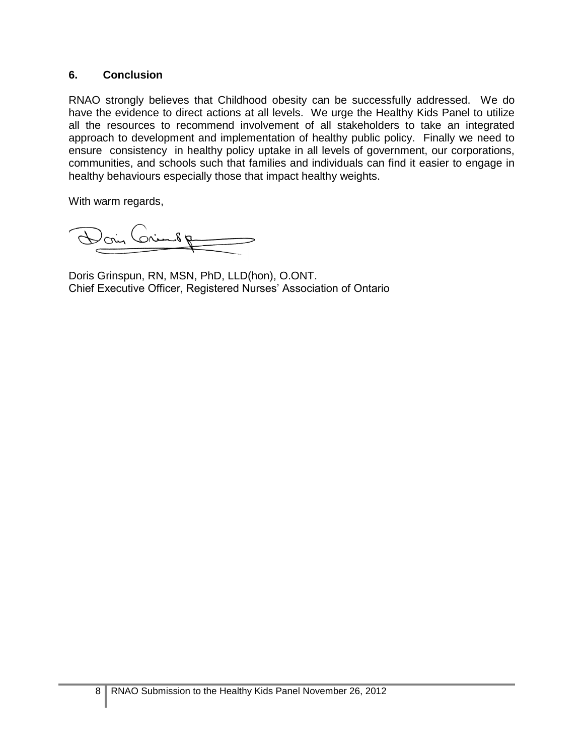## 6. Conclusion

RNAO strongly believes that Childhood obesity can be successfully addressed. We do have the evidence to direct actions at all levels. We urge the Healthy Kids Panel to utilize all the resources to recommend involvement of all stakeholders to take an integrated approach to development and implementation of healthy public policy. Finally we need to ensure consistency in healthy policy uptake in all levels of government, our corporations, communities, and schools such that families and individuals can find it easier to engage in healthy behaviours especially those that impact healthy weights.

With warm regards,

Doris Grinspun, RN, MSN, PhD, LLD(hon), O.ONT.
Chief Executive Officer, Registered Nurses' Association of Ontario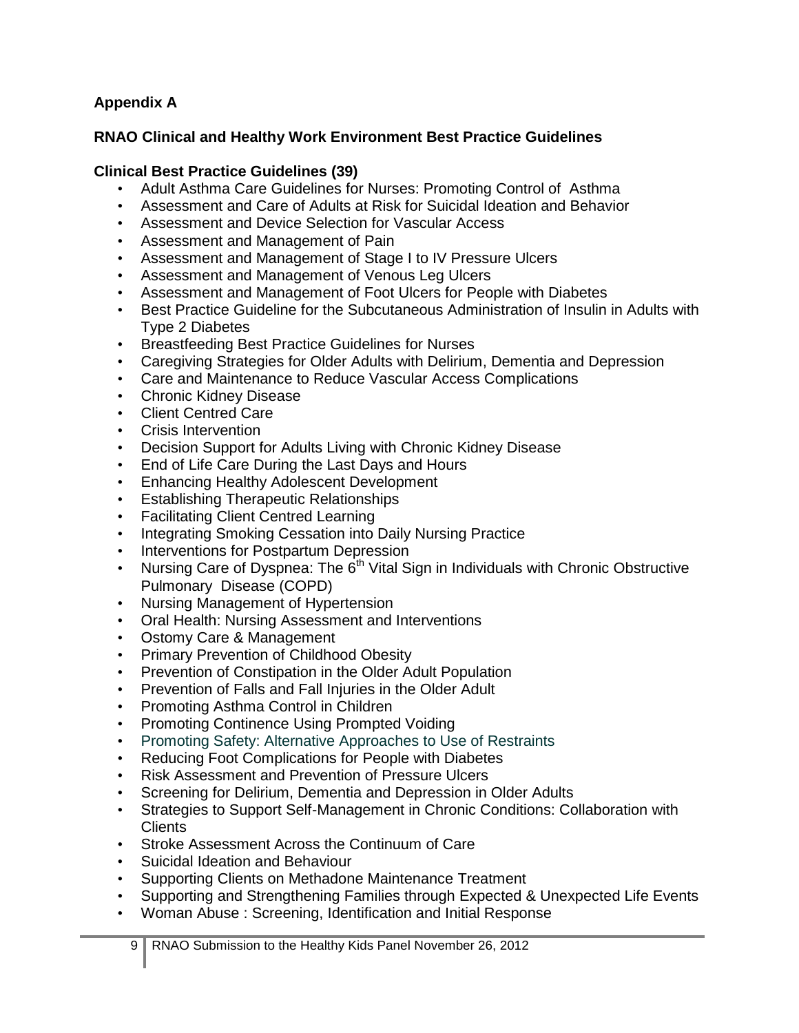## Appendix A

## RNAO Clinical and Healthy Work Environment Best Practice Guidelines

### Clinical Best Practice Guidelines (39)

- Adult Asthma Care Guidelines for Nurses: Promoting Control of Asthma
- Assessment and Care of Adults at Risk for Suicidal Ideation and Behavior
- Assessment and Device Selection for Vascular Access
- Assessment and Management of Pain
- Assessment and Management of Stage I to IV Pressure Ulcers
- Assessment and Management of Venous Leg Ulcers
- Assessment and Management of Foot Ulcers for People with Diabetes
- Best Practice Guideline for the Subcutaneous Administration of Insulin in Adults with Type 2 Diabetes
- Breastfeeding Best Practice Guidelines for Nurses
- Caregiving Strategies for Older Adults with Delirium, Dementia and Depression
- Care and Maintenance to Reduce Vascular Access Complications
- Chronic Kidney Disease
- Client Centred Care
- Crisis Intervention
- Decision Support for Adults Living with Chronic Kidney Disease
- End of Life Care During the Last Days and Hours
- Enhancing Healthy Adolescent Development
- Establishing Therapeutic Relationships
- Facilitating Client Centred Learning
- Integrating Smoking Cessation into Daily Nursing Practice
- Interventions for Postpartum Depression
- Nursing Care of Dyspnea: The 6th Vital Sign in Individuals with Chronic Obstructive Pulmonary Disease (COPD)
- Nursing Management of Hypertension
- Oral Health: Nursing Assessment and Interventions
- Ostomy Care & Management
- Primary Prevention of Childhood Obesity
- Prevention of Constipation in the Older Adult Population
- Prevention of Falls and Fall Injuries in the Older Adult
- Promoting Asthma Control in Children
- Promoting Continence Using Prompted Voiding
- Promoting Safety: Alternative Approaches to Use of Restraints
- Reducing Foot Complications for People with Diabetes
- Risk Assessment and Prevention of Pressure Ulcers
- Screening for Delirium, Dementia and Depression in Older Adults
- Strategies to Support Self-Management in Chronic Conditions: Collaboration with Clients
- Stroke Assessment Across the Continuum of Care
- Suicidal Ideation and Behaviour
- Supporting Clients on Methadone Maintenance Treatment
- Supporting and Strengthening Families through Expected & Unexpected Life Events
- Woman Abuse : Screening, Identification and Initial Response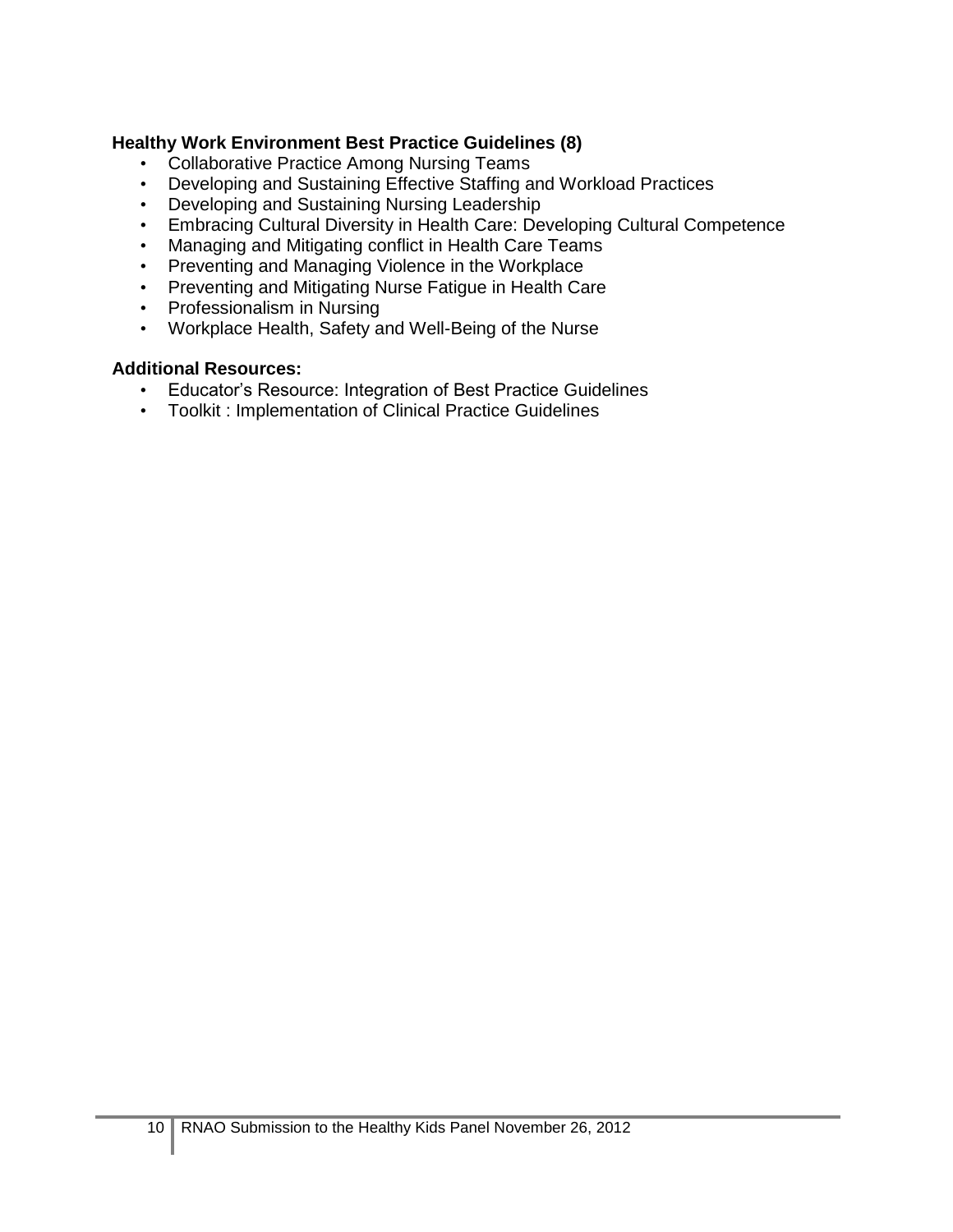**Healthy Work Environment Best Practice Guidelines (8)**

- Collaborative Practice Among Nursing Teams
- Developing and Sustaining Effective Staffing and Workload Practices
- Developing and Sustaining Nursing Leadership
- Embracing Cultural Diversity in Health Care: Developing Cultural Competence
- Managing and Mitigating conflict in Health Care Teams
- Preventing and Managing Violence in the Workplace
- Preventing and Mitigating Nurse Fatigue in Health Care
- Professionalism in Nursing
- Workplace Health, Safety and Well-Being of the Nurse

**Additional Resources:**

- Educator's Resource: Integration of Best Practice Guidelines
- Toolkit : Implementation of Clinical Practice Guidelines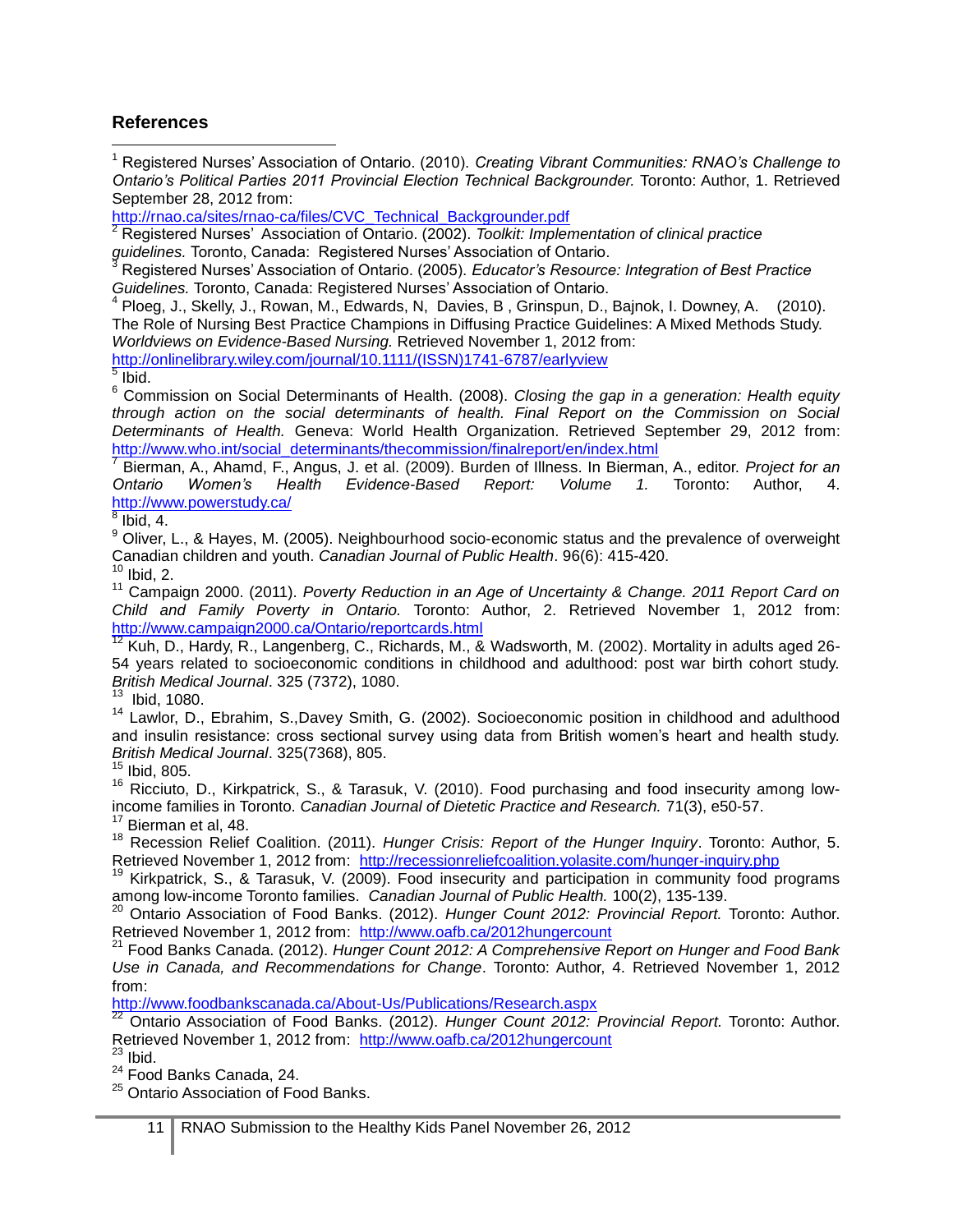## References

[1] Registered Nurses' Association of Ontario. (2010). *Creating Vibrant Communities: RNAO's Challenge to Ontario's Political Parties 2011 Provincial Election Technical Backgrounder.* Toronto: Author, 1. Retrieved September 28, 2012 from: http://rnao.ca/sites/rnao-ca/files/CVC_Technical_Backgrounder.pdf

[2] Registered Nurses' Association of Ontario. (2002). *Toolkit: Implementation of clinical practice guidelines.* Toronto, Canada: Registered Nurses' Association of Ontario.

[3] Registered Nurses' Association of Ontario. (2005). *Educator's Resource: Integration of Best Practice Guidelines.* Toronto, Canada: Registered Nurses' Association of Ontario.

[4] Ploeg, J., Skelly, J., Rowan, M., Edwards, N, Davies, B , Grinspun, D., Bajnok, I. Downey, A. (2010). The Role of Nursing Best Practice Champions in Diffusing Practice Guidelines: A Mixed Methods Study. *Worldviews on Evidence-Based Nursing.* Retrieved November 1, 2012 from: http://onlinelibrary.wiley.com/journal/10.1111/(ISSN)1741-6787/earlyview

[5] Ibid.

[6] Commission on Social Determinants of Health. (2008). *Closing the gap in a generation: Health equity through action on the social determinants of health. Final Report on the Commission on Social Determinants of Health.* Geneva: World Health Organization. Retrieved September 29, 2012 from: http://www.who.int/social_determinants/thecommission/finalreport/en/index.html

[7] Bierman, A., Ahamd, F., Angus, J. et al. (2009). Burden of Illness. In Bierman, A., editor. *Project for an Ontario Women's Health Evidence-Based Report: Volume 1.* Toronto: Author, 4. http://www.powerstudy.ca/

[8] Ibid, 4.

[9] Oliver, L., & Hayes, M. (2005). Neighbourhood socio-economic status and the prevalence of overweight Canadian children and youth. *Canadian Journal of Public Health*. 96(6): 415-420.

[10] Ibid, 2.

[11] Campaign 2000. (2011). *Poverty Reduction in an Age of Uncertainty & Change. 2011 Report Card on Child and Family Poverty in Ontario.* Toronto: Author, 2. Retrieved November 1, 2012 from: http://www.campaign2000.ca/Ontario/reportcards.html

[12] Kuh, D., Hardy, R., Langenberg, C., Richards, M., & Wadsworth, M. (2002). Mortality in adults aged 26-54 years related to socioeconomic conditions in childhood and adulthood: post war birth cohort study. *British Medical Journal*. 325 (7372), 1080.

[13] Ibid, 1080.

[14] Lawlor, D., Ebrahim, S.,Davey Smith, G. (2002). Socioeconomic position in childhood and adulthood and insulin resistance: cross sectional survey using data from British women's heart and health study. *British Medical Journal*. 325(7368), 805.

[15] Ibid, 805.

[16] Ricciuto, D., Kirkpatrick, S., & Tarasuk, V. (2010). Food purchasing and food insecurity among low-income families in Toronto. *Canadian Journal of Dietetic Practice and Research.* 71(3), e50-57.

[17] Bierman et al, 48.

[18] Recession Relief Coalition. (2011). *Hunger Crisis: Report of the Hunger Inquiry*. Toronto: Author, 5. Retrieved November 1, 2012 from: http://recessionreliefcoalition.yolasite.com/hunger-inquiry.php

[19] Kirkpatrick, S., & Tarasuk, V. (2009). Food insecurity and participation in community food programs among low-income Toronto families. *Canadian Journal of Public Health.* 100(2), 135-139.

[20] Ontario Association of Food Banks. (2012). *Hunger Count 2012: Provincial Report.* Toronto: Author. Retrieved November 1, 2012 from: http://www.oafb.ca/2012hungercount

[21] Food Banks Canada. (2012). *Hunger Count 2012: A Comprehensive Report on Hunger and Food Bank Use in Canada, and Recommendations for Change*. Toronto: Author, 4. Retrieved November 1, 2012 from: http://www.foodbankscanada.ca/About-Us/Publications/Research.aspx

[22] Ontario Association of Food Banks. (2012). *Hunger Count 2012: Provincial Report.* Toronto: Author. Retrieved November 1, 2012 from: http://www.oafb.ca/2012hungercount

[23] Ibid.

[24] Food Banks Canada, 24.

[25] Ontario Association of Food Banks.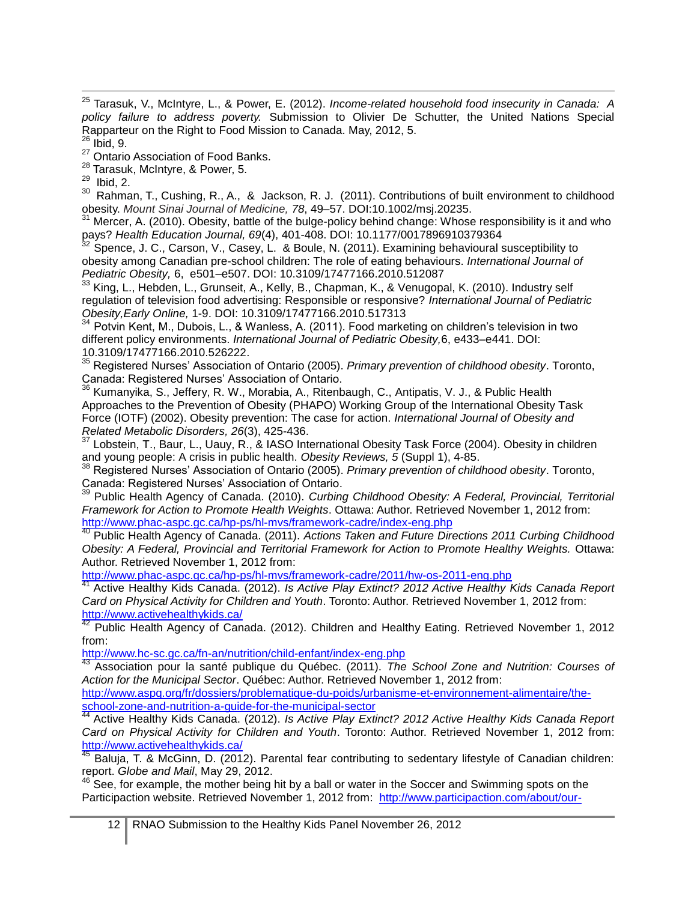[25] Tarasuk, V., McIntyre, L., & Power, E. (2012). *Income-related household food insecurity in Canada: A policy failure to address poverty.* Submission to Olivier De Schutter, the United Nations Special Rapparteur on the Right to Food Mission to Canada. May, 2012, 5.

[26] Ibid, 9.

[27] Ontario Association of Food Banks.

[28] Tarasuk, McIntyre, & Power, 5.

[29] Ibid, 2.

[30] Rahman, T., Cushing, R., A., & Jackson, R. J. (2011). Contributions of built environment to childhood obesity. *Mount Sinai Journal of Medicine, 78*, 49–57. DOI:10.1002/msj.20235.

[31] Mercer, A. (2010). Obesity, battle of the bulge-policy behind change: Whose responsibility is it and who pays? *Health Education Journal, 69*(4), 401-408. DOI: 10.1177/0017896910379364

[32] Spence, J. C., Carson, V., Casey, L. & Boule, N. (2011). Examining behavioural susceptibility to obesity among Canadian pre-school children: The role of eating behaviours. *International Journal of Pediatric Obesity,* 6, e501–e507. DOI: 10.3109/17477166.2010.512087

[33] King, L., Hebden, L., Grunseit, A., Kelly, B., Chapman, K., & Venugopal, K. (2010). Industry self regulation of television food advertising: Responsible or responsive? *International Journal of Pediatric Obesity,Early Online,* 1-9. DOI: 10.3109/17477166.2010.517313

[34] Potvin Kent, M., Dubois, L., & Wanless, A. (2011). Food marketing on children's television in two different policy environments. *International Journal of Pediatric Obesity,*6, e433–e441. DOI: 10.3109/17477166.2010.526222.

[35] Registered Nurses' Association of Ontario (2005). *Primary prevention of childhood obesity*. Toronto, Canada: Registered Nurses' Association of Ontario.

[36] Kumanyika, S., Jeffery, R. W., Morabia, A., Ritenbaugh, C., Antipatis, V. J., & Public Health Approaches to the Prevention of Obesity (PHAPO) Working Group of the International Obesity Task Force (IOTF) (2002). Obesity prevention: The case for action. *International Journal of Obesity and Related Metabolic Disorders, 26*(3), 425-436.

[37] Lobstein, T., Baur, L., Uauy, R., & IASO International Obesity Task Force (2004). Obesity in children and young people: A crisis in public health. *Obesity Reviews, 5* (Suppl 1), 4-85.

[38] Registered Nurses' Association of Ontario (2005). *Primary prevention of childhood obesity*. Toronto, Canada: Registered Nurses' Association of Ontario.

[39] Public Health Agency of Canada. (2010). *Curbing Childhood Obesity: A Federal, Provincial, Territorial Framework for Action to Promote Health Weights*. Ottawa: Author. Retrieved November 1, 2012 from: http://www.phac-aspc.gc.ca/hp-ps/hl-mvs/framework-cadre/index-eng.php

[40] Public Health Agency of Canada. (2011). *Actions Taken and Future Directions 2011 Curbing Childhood Obesity: A Federal, Provincial and Territorial Framework for Action to Promote Healthy Weights.* Ottawa: Author. Retrieved November 1, 2012 from: http://www.phac-aspc.gc.ca/hp-ps/hl-mvs/framework-cadre/2011/hw-os-2011-eng.php

[41] Active Healthy Kids Canada. (2012). *Is Active Play Extinct? 2012 Active Healthy Kids Canada Report Card on Physical Activity for Children and Youth*. Toronto: Author. Retrieved November 1, 2012 from: http://www.activehealthykids.ca/

[42] Public Health Agency of Canada. (2012). Children and Healthy Eating. Retrieved November 1, 2012 from: http://www.hc-sc.gc.ca/fn-an/nutrition/child-enfant/index-eng.php

[43] Association pour la santé publique du Québec. (2011). *The School Zone and Nutrition: Courses of Action for the Municipal Sector*. Québec: Author. Retrieved November 1, 2012 from: http://www.aspq.org/fr/dossiers/problematique-du-poids/urbanisme-et-environnement-alimentaire/the-school-zone-and-nutrition-a-guide-for-the-municipal-sector

[44] Active Healthy Kids Canada. (2012). *Is Active Play Extinct? 2012 Active Healthy Kids Canada Report Card on Physical Activity for Children and Youth*. Toronto: Author. Retrieved November 1, 2012 from: http://www.activehealthykids.ca/

[45] Baluja, T. & McGinn, D. (2012). Parental fear contributing to sedentary lifestyle of Canadian children: report. *Globe and Mail*, May 29, 2012.

[46] See, for example, the mother being hit by a ball or water in the Soccer and Swimming spots on the Participaction website. Retrieved November 1, 2012 from: http://www.participaction.com/about/our-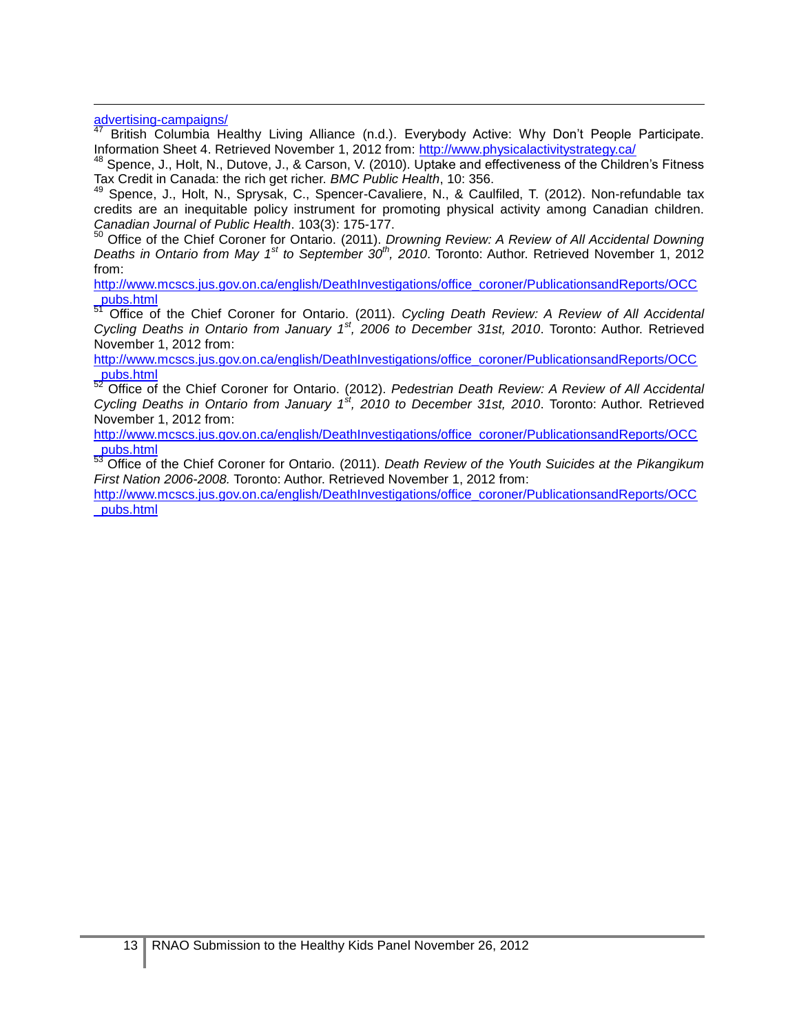advertising-campaigns/

[47] British Columbia Healthy Living Alliance (n.d.). Everybody Active: Why Don't People Participate. Information Sheet 4. Retrieved November 1, 2012 from: http://www.physicalactivitystrategy.ca/

[48] Spence, J., Holt, N., Dutove, J., & Carson, V. (2010). Uptake and effectiveness of the Children's Fitness Tax Credit in Canada: the rich get richer. *BMC Public Health*, 10: 356.

[49] Spence, J., Holt, N., Sprysak, C., Spencer-Cavaliere, N., & Caulfiled, T. (2012). Non-refundable tax credits are an inequitable policy instrument for promoting physical activity among Canadian children. *Canadian Journal of Public Health*. 103(3): 175-177.

[50] Office of the Chief Coroner for Ontario. (2011). *Drowning Review: A Review of All Accidental Downing Deaths in Ontario from May 1st to September 30th, 2010*. Toronto: Author. Retrieved November 1, 2012 from: http://www.mcscs.jus.gov.on.ca/english/DeathInvestigations/office_coroner/PublicationsandReports/OCC_pubs.html

[51] Office of the Chief Coroner for Ontario. (2011). *Cycling Death Review: A Review of All Accidental Cycling Deaths in Ontario from January 1st, 2006 to December 31st, 2010*. Toronto: Author. Retrieved November 1, 2012 from: http://www.mcscs.jus.gov.on.ca/english/DeathInvestigations/office_coroner/PublicationsandReports/OCC_pubs.html

[52] Office of the Chief Coroner for Ontario. (2012). *Pedestrian Death Review: A Review of All Accidental Cycling Deaths in Ontario from January 1st, 2010 to December 31st, 2010*. Toronto: Author. Retrieved November 1, 2012 from: http://www.mcscs.jus.gov.on.ca/english/DeathInvestigations/office_coroner/PublicationsandReports/OCC_pubs.html

[53] Office of the Chief Coroner for Ontario. (2011). *Death Review of the Youth Suicides at the Pikangikum First Nation 2006-2008.* Toronto: Author. Retrieved November 1, 2012 from: http://www.mcscs.jus.gov.on.ca/english/DeathInvestigations/office_coroner/PublicationsandReports/OCC_pubs.html